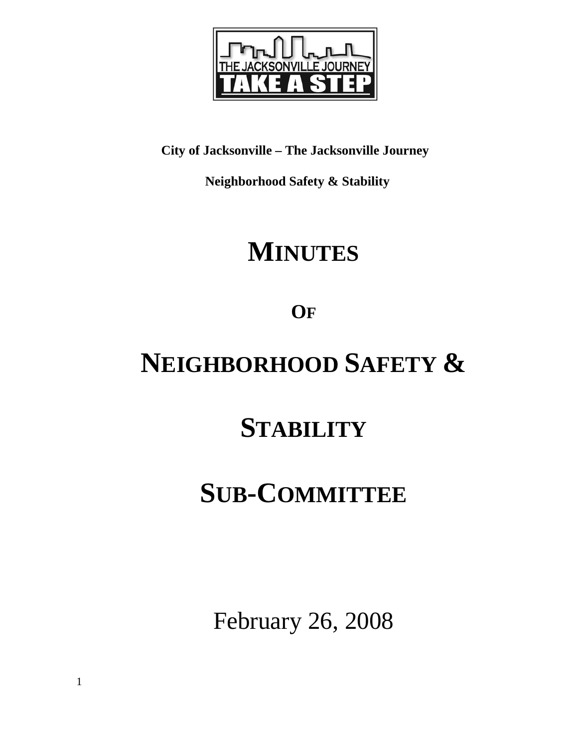**City of Jacksonville – The Jacksonville Journey**

**Neighborhood Safety & Stability**

# MINUTES

# OF

# NEIGHBORHOOD SAFETY & STABILITY SUB-COMMITTEE

February 26, 2008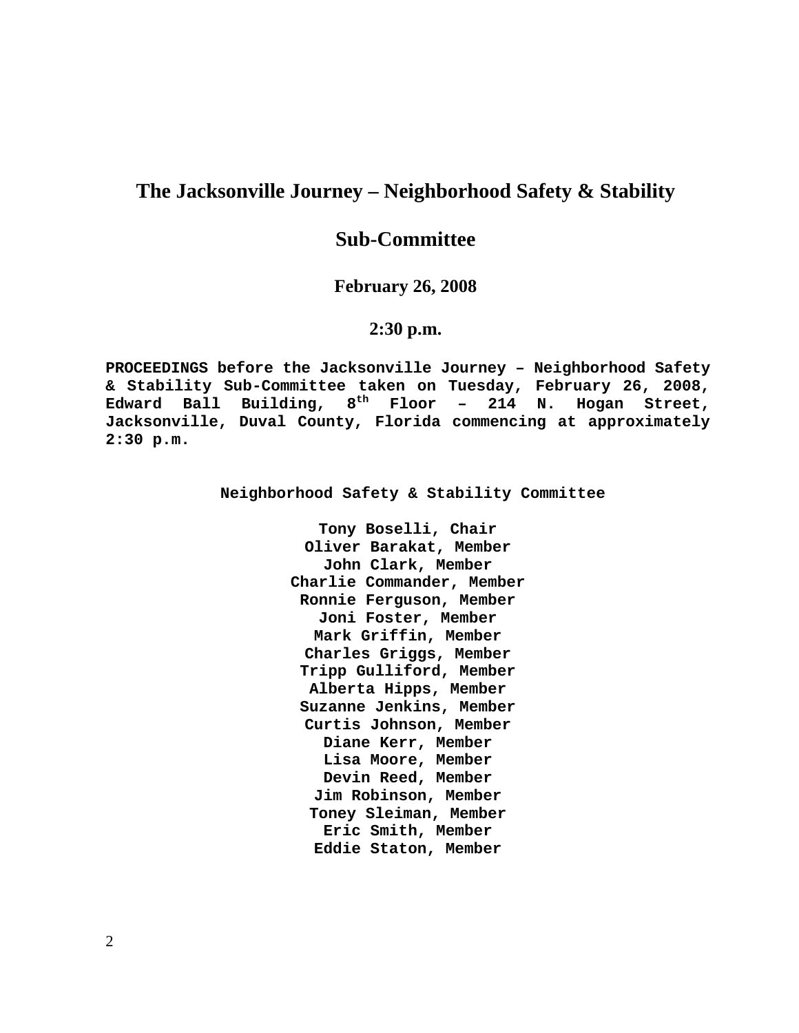# The Jacksonville Journey – Neighborhood Safety & Stability

# Sub-Committee

### February 26, 2008

### 2:30 p.m.

**PROCEEDINGS before the Jacksonville Journey – Neighborhood Safety & Stability Sub-Committee taken on Tuesday, February 26, 2008, Edward Ball Building, 8th Floor – 214 N. Hogan Street, Jacksonville, Duval County, Florida commencing at approximately 2:30 p.m.**

**Neighborhood Safety & Stability Committee**

**Tony Boselli, Chair**
**Oliver Barakat, Member**
**John Clark, Member**
**Charlie Commander, Member**
**Ronnie Ferguson, Member**
**Joni Foster, Member**
**Mark Griffin, Member**
**Charles Griggs, Member**
**Tripp Gulliford, Member**
**Alberta Hipps, Member**
**Suzanne Jenkins, Member**
**Curtis Johnson, Member**
**Diane Kerr, Member**
**Lisa Moore, Member**
**Devin Reed, Member**
**Jim Robinson, Member**
**Toney Sleiman, Member**
**Eric Smith, Member**
**Eddie Staton, Member**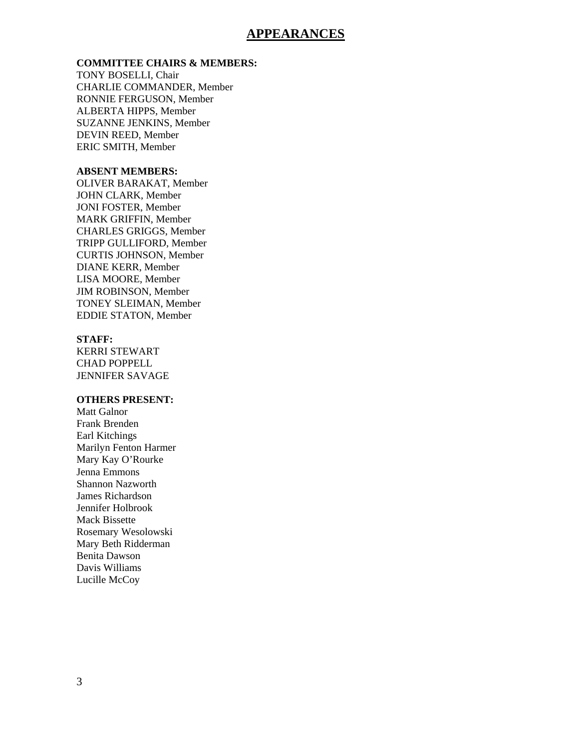# APPEARANCES

**COMMITTEE CHAIRS & MEMBERS:**
TONY BOSELLI, Chair
CHARLIE COMMANDER, Member
RONNIE FERGUSON, Member
ALBERTA HIPPS, Member
SUZANNE JENKINS, Member
DEVIN REED, Member
ERIC SMITH, Member

**ABSENT MEMBERS:**
OLIVER BARAKAT, Member
JOHN CLARK, Member
JONI FOSTER, Member
MARK GRIFFIN, Member
CHARLES GRIGGS, Member
TRIPP GULLIFORD, Member
CURTIS JOHNSON, Member
DIANE KERR, Member
LISA MOORE, Member
JIM ROBINSON, Member
TONEY SLEIMAN, Member
EDDIE STATON, Member

**STAFF:**
KERRI STEWART
CHAD POPPELL
JENNIFER SAVAGE

**OTHERS PRESENT:**
Matt Galnor
Frank Brenden
Earl Kitchings
Marilyn Fenton Harmer
Mary Kay O'Rourke
Jenna Emmons
Shannon Nazworth
James Richardson
Jennifer Holbrook
Mack Bissette
Rosemary Wesolowski
Mary Beth Ridderman
Benita Dawson
Davis Williams
Lucille McCoy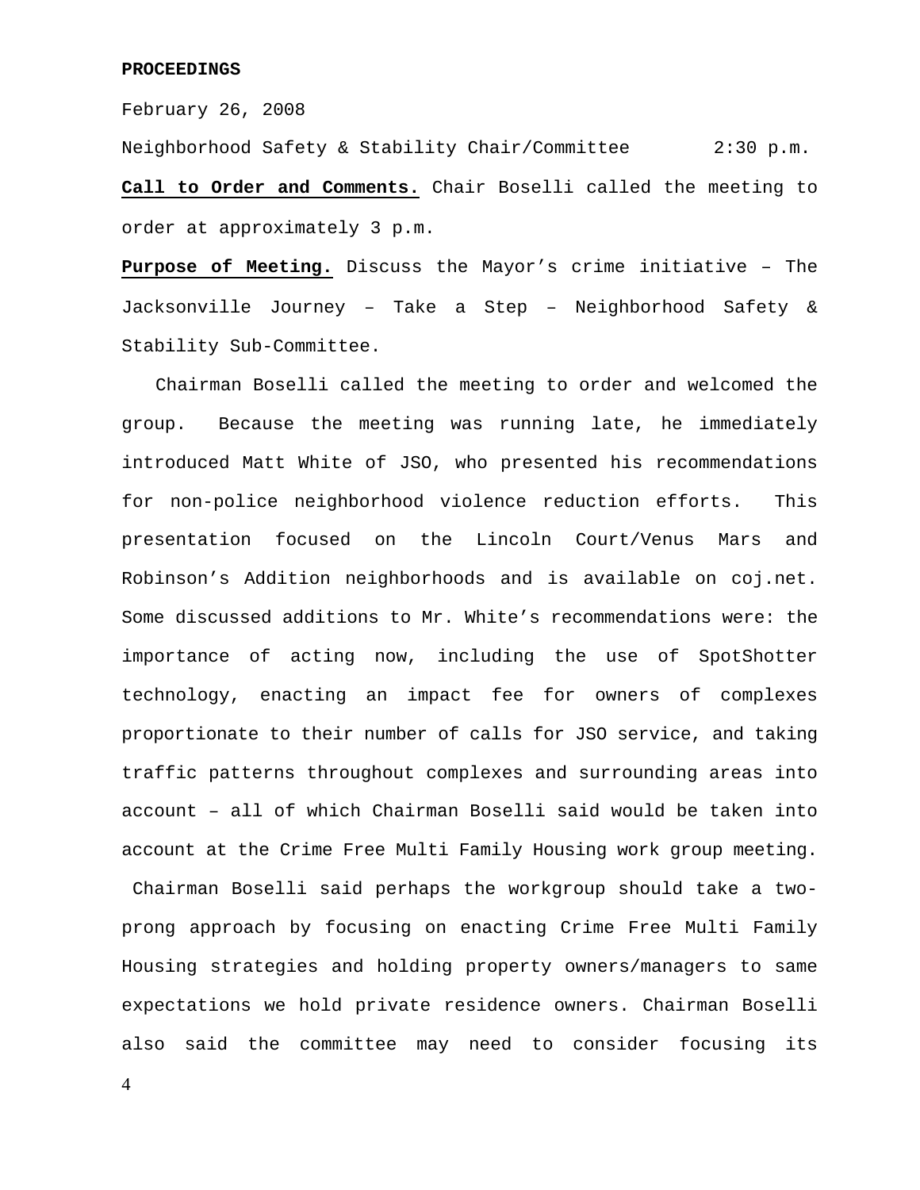**PROCEEDINGS**

February 26, 2008

Neighborhood Safety & Stability Chair/Committee 2:30 p.m.

**Call to Order and Comments.** Chair Boselli called the meeting to order at approximately 3 p.m.

**Purpose of Meeting.** Discuss the Mayor's crime initiative – The Jacksonville Journey – Take a Step – Neighborhood Safety & Stability Sub-Committee.

Chairman Boselli called the meeting to order and welcomed the group. Because the meeting was running late, he immediately introduced Matt White of JSO, who presented his recommendations for non-police neighborhood violence reduction efforts. This presentation focused on the Lincoln Court/Venus Mars and Robinson's Addition neighborhoods and is available on coj.net. Some discussed additions to Mr. White's recommendations were: the importance of acting now, including the use of SpotShotter technology, enacting an impact fee for owners of complexes proportionate to their number of calls for JSO service, and taking traffic patterns throughout complexes and surrounding areas into account – all of which Chairman Boselli said would be taken into account at the Crime Free Multi Family Housing work group meeting. Chairman Boselli said perhaps the workgroup should take a two-prong approach by focusing on enacting Crime Free Multi Family Housing strategies and holding property owners/managers to same expectations we hold private residence owners. Chairman Boselli also said the committee may need to consider focusing its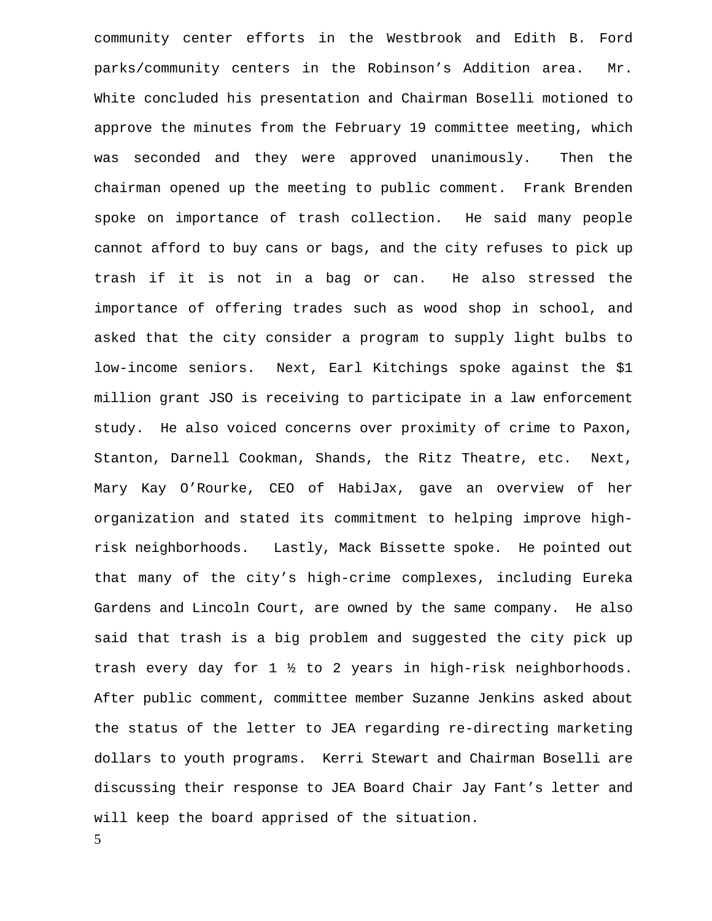community center efforts in the Westbrook and Edith B. Ford parks/community centers in the Robinson's Addition area. Mr. White concluded his presentation and Chairman Boselli motioned to approve the minutes from the February 19 committee meeting, which was seconded and they were approved unanimously. Then the chairman opened up the meeting to public comment. Frank Brenden spoke on importance of trash collection. He said many people cannot afford to buy cans or bags, and the city refuses to pick up trash if it is not in a bag or can. He also stressed the importance of offering trades such as wood shop in school, and asked that the city consider a program to supply light bulbs to low-income seniors. Next, Earl Kitchings spoke against the $1 million grant JSO is receiving to participate in a law enforcement study. He also voiced concerns over proximity of crime to Paxon, Stanton, Darnell Cookman, Shands, the Ritz Theatre, etc. Next, Mary Kay O'Rourke, CEO of HabiJax, gave an overview of her organization and stated its commitment to helping improve high-risk neighborhoods. Lastly, Mack Bissette spoke. He pointed out that many of the city's high-crime complexes, including Eureka Gardens and Lincoln Court, are owned by the same company. He also said that trash is a big problem and suggested the city pick up trash every day for 1 ½ to 2 years in high-risk neighborhoods. After public comment, committee member Suzanne Jenkins asked about the status of the letter to JEA regarding re-directing marketing dollars to youth programs. Kerri Stewart and Chairman Boselli are discussing their response to JEA Board Chair Jay Fant's letter and will keep the board apprised of the situation.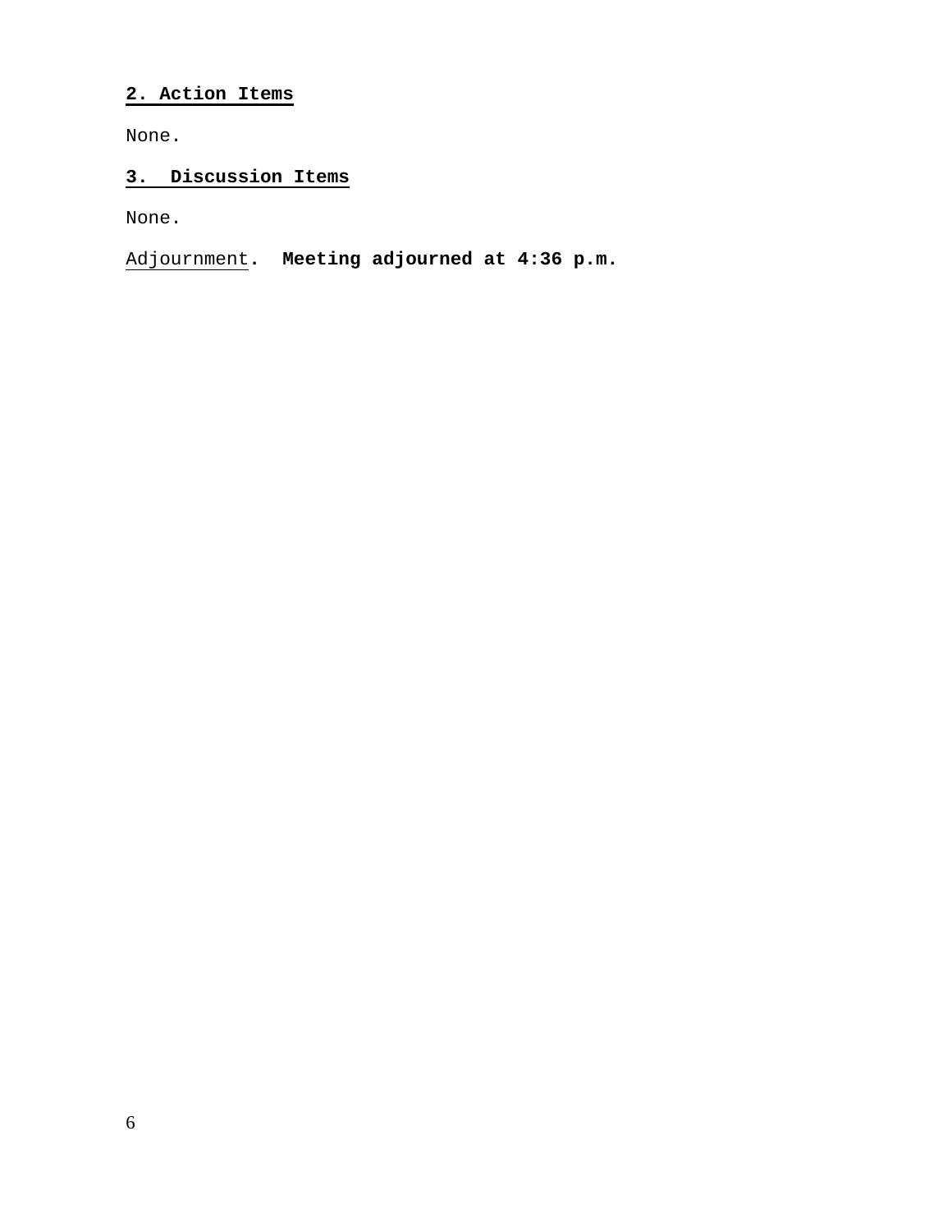**2. Action Items**

None.

**3. Discussion Items**

None.

Adjournment. **Meeting adjourned at 4:36 p.m.**